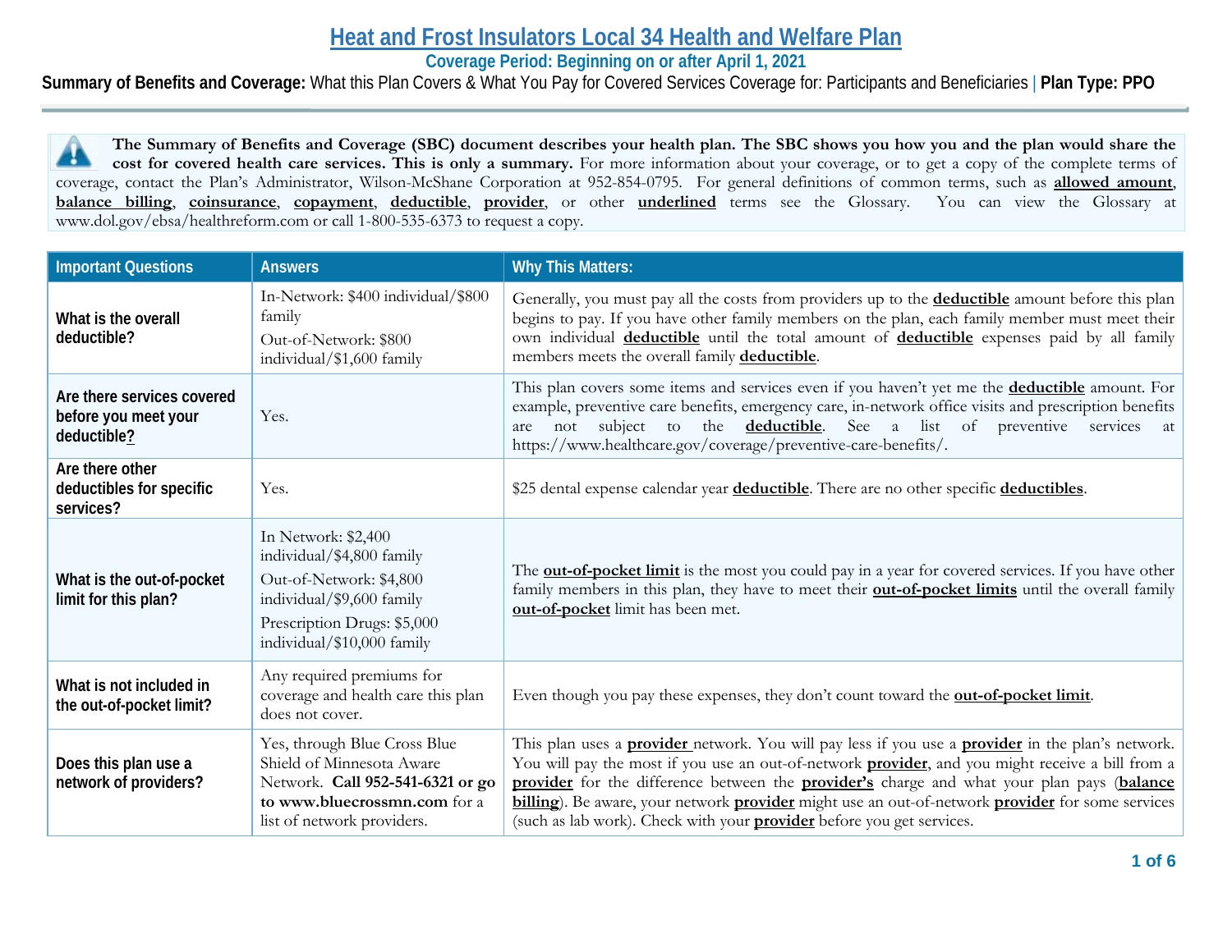# Heat and Frost Insulators Local 34 Health and Welfare Plan

**Coverage Period: Beginning on or after April 1, 2021**

**Summary of Benefits and Coverage:** What this Plan Covers & What You Pay for Covered Services Coverage for: Participants and Beneficiaries | **Plan Type: PPO**

**The Summary of Benefits and Coverage (SBC) document describes your health plan. The SBC shows you how you and the plan would share the cost for covered health care services. This is only a summary.** For more information about your coverage, or to get a copy of the complete terms of coverage, contact the Plan's Administrator, Wilson-McShane Corporation at 952-854-0795. For general definitions of common terms, such as **allowed amount**, **balance billing**, **coinsurance**, **copayment**, **deductible**, **provider**, or other **underlined** terms see the Glossary. You can view the Glossary at www.dol.gov/ebsa/healthreform.com or call 1-800-535-6373 to request a copy.

| Important Questions | Answers | Why This Matters: |
|---|---|---|
| **What is the overall deductible?** | In-Network: $400 individual/$800 family<br>Out-of-Network: $800 individual/$1,600 family | Generally, you must pay all the costs from providers up to the **deductible** amount before this plan begins to pay. If you have other family members on the plan, each family member must meet their own individual **deductible** until the total amount of **deductible** expenses paid by all family members meets the overall family **deductible**. |
| **Are there services covered before you meet your deductible?** | Yes. | This plan covers some items and services even if you haven't yet me the **deductible** amount. For example, preventive care benefits, emergency care, in-network office visits and prescription benefits are not subject to the **deductible**. See a list of preventive services at https://www.healthcare.gov/coverage/preventive-care-benefits/. |
| **Are there other deductibles for specific services?** | Yes. | $25 dental expense calendar year **deductible**. There are no other specific **deductibles**. |
| **What is the out-of-pocket limit for this plan?** | In Network: $2,400 individual/$4,800 family<br>Out-Of-Network: $4,800 individual/$9,600 family<br>Prescription Drugs: $5,000 individual/$10,000 family | The **out-of-pocket limit** is the most you could pay in a year for covered services. If you have other family members in this plan, they have to meet their **out-of-pocket limits** until the overall family **out-of-pocket** limit has been met. |
| **What is not included in the out-of-pocket limit?** | Any required premiums for coverage and health care this plan does not cover. | Even though you pay these expenses, they don't count toward the **out-of-pocket limit**. |
| **Does this plan use a network of providers?** | Yes, through Blue Cross Blue Shield of Minnesota Aware Network. **Call 952-541-6321 or go to www.bluecrossmn.com** for a list of network providers. | This plan uses a **provider** network. You will pay less if you use a **provider** in the plan's network. You will pay the most if you use an out-of-network **provider**, and you might receive a bill from a **provider** for the difference between the **provider's** charge and what your plan pays (**balance billing**). Be aware, your network **provider** might use an out-of-network **provider** for some services (such as lab work). Check with your **provider** before you get services. |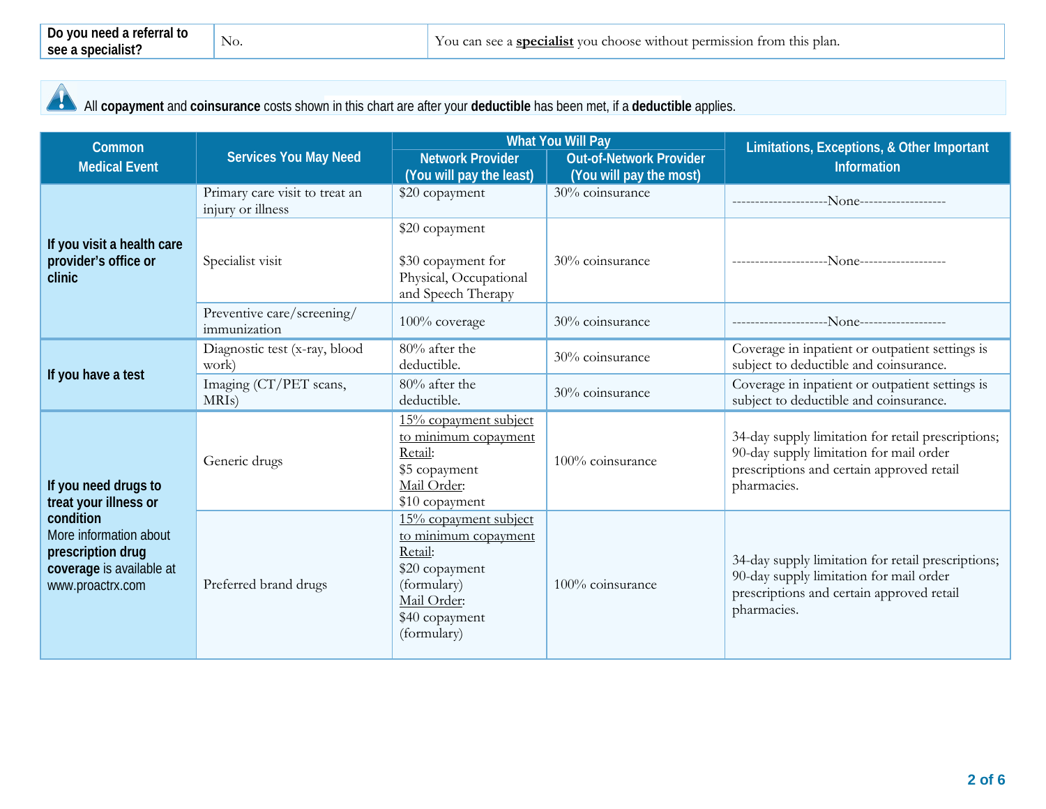| Do you need a referral to see a specialist? | No. | You can see a **specialist** you choose without permission from this plan. |
|---|---|---|

All **copayment** and **coinsurance** costs shown in this chart are after your **deductible** has been met, if a **deductible** applies.

| Common Medical Event | Services You May Need | What You Will Pay | | Limitations, Exceptions, & Other Important Information |
|---|---|---|---|---|
| | | Network Provider (You will pay the least) | Out-of-Network Provider (You will pay the most) | |
| **If you visit a health care provider's office or clinic** | Primary care visit to treat an injury or illness | $20 copayment | 30% coinsurance | ---------------------None------------------- |
| | Specialist visit | $20 copayment<br><br>$30 copayment for Physical, Occupational and Speech Therapy | 30% coinsurance | ---------------------None------------------- |
| | Preventive care/screening/ immunization | 100% coverage | 30% coinsurance | ---------------------None------------------- |
| **If you have a test** | Diagnostic test (x-ray, blood work) | 80% after the deductible. | 30% coinsurance | Coverage in inpatient or outpatient settings is subject to deductible and coinsurance. |
| | Imaging (CT/PET scans, MRIs) | 80% after the deductible. | 30% coinsurance | Coverage in inpatient or outpatient settings is subject to deductible and coinsurance. |
| **If you need drugs to treat your illness or condition**<br>More information about **prescription drug coverage** is available at www.proactrx.com | Generic drugs | 15% copayment subject to minimum copayment<br>Retail:<br>$5 copayment<br>Mail Order:<br>$10 copayment | 100% coinsurance | 34-day supply limitation for retail prescriptions; 90-day supply limitation for mail order prescriptions and certain approved retail pharmacies. |
| | Preferred brand drugs | 15% copayment subject to minimum copayment<br>Retail:<br>$20 copayment (formulary)<br>Mail Order:<br>$40 copayment (formulary) | 100% coinsurance | 34-day supply limitation for retail prescriptions; 90-day supply limitation for mail order prescriptions and certain approved retail pharmacies. |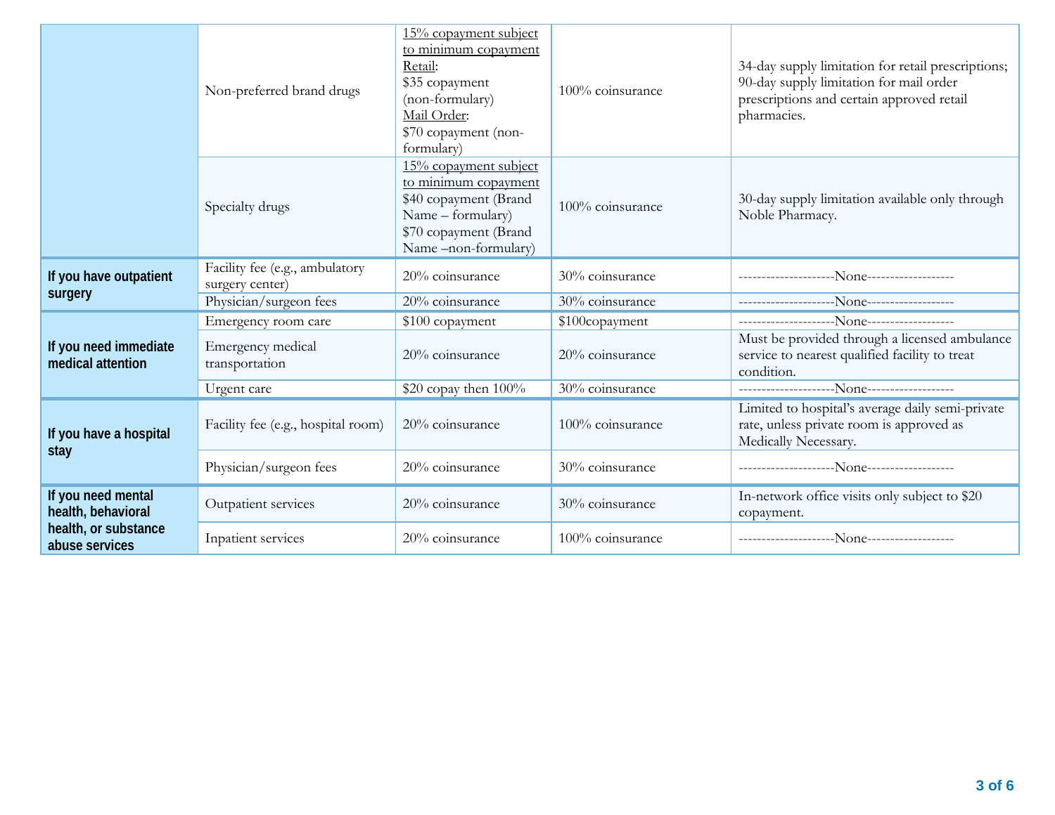| | | | | |
|---|---|---|---|---|
| | Non-preferred brand drugs | 15% copayment subject to minimum copayment<br>Retail:<br>$35 copayment (non-formulary)<br>Mail Order:<br>$70 copayment (non-formulary) | 100% coinsurance | 34-day supply limitation for retail prescriptions; 90-day supply limitation for mail order prescriptions and certain approved retail pharmacies. |
| | Specialty drugs | 15% copayment subject to minimum copayment<br>$40 copayment (Brand Name – formulary)<br>$70 copayment (Brand Name –non-formulary) | 100% coinsurance | 30-day supply limitation available only through Noble Pharmacy. |
| **If you have outpatient surgery** | Facility fee (e.g., ambulatory surgery center) | 20% coinsurance | 30% coinsurance | ---------------------None------------------- |
| | Physician/surgeon fees | 20% coinsurance | 30% coinsurance | ---------------------None------------------- |
| **If you need immediate medical attention** | Emergency room care | $100 copayment | $100copayment | ---------------------None------------------- |
| | Emergency medical transportation | 20% coinsurance | 20% coinsurance | Must be provided through a licensed ambulance service to nearest qualified facility to treat condition. |
| | Urgent care | $20 copay then 100% | 30% coinsurance | ---------------------None------------------- |
| **If you have a hospital stay** | Facility fee (e.g., hospital room) | 20% coinsurance | 100% coinsurance | Limited to hospital's average daily semi-private rate, unless private room is approved as Medically Necessary. |
| | Physician/surgeon fees | 20% coinsurance | 30% coinsurance | ---------------------None------------------- |
| **If you need mental health, behavioral health, or substance abuse services** | Outpatient services | 20% coinsurance | 30% coinsurance | In-network office visits only subject to $20 copayment. |
| | Inpatient services | 20% coinsurance | 100% coinsurance | ---------------------None------------------- |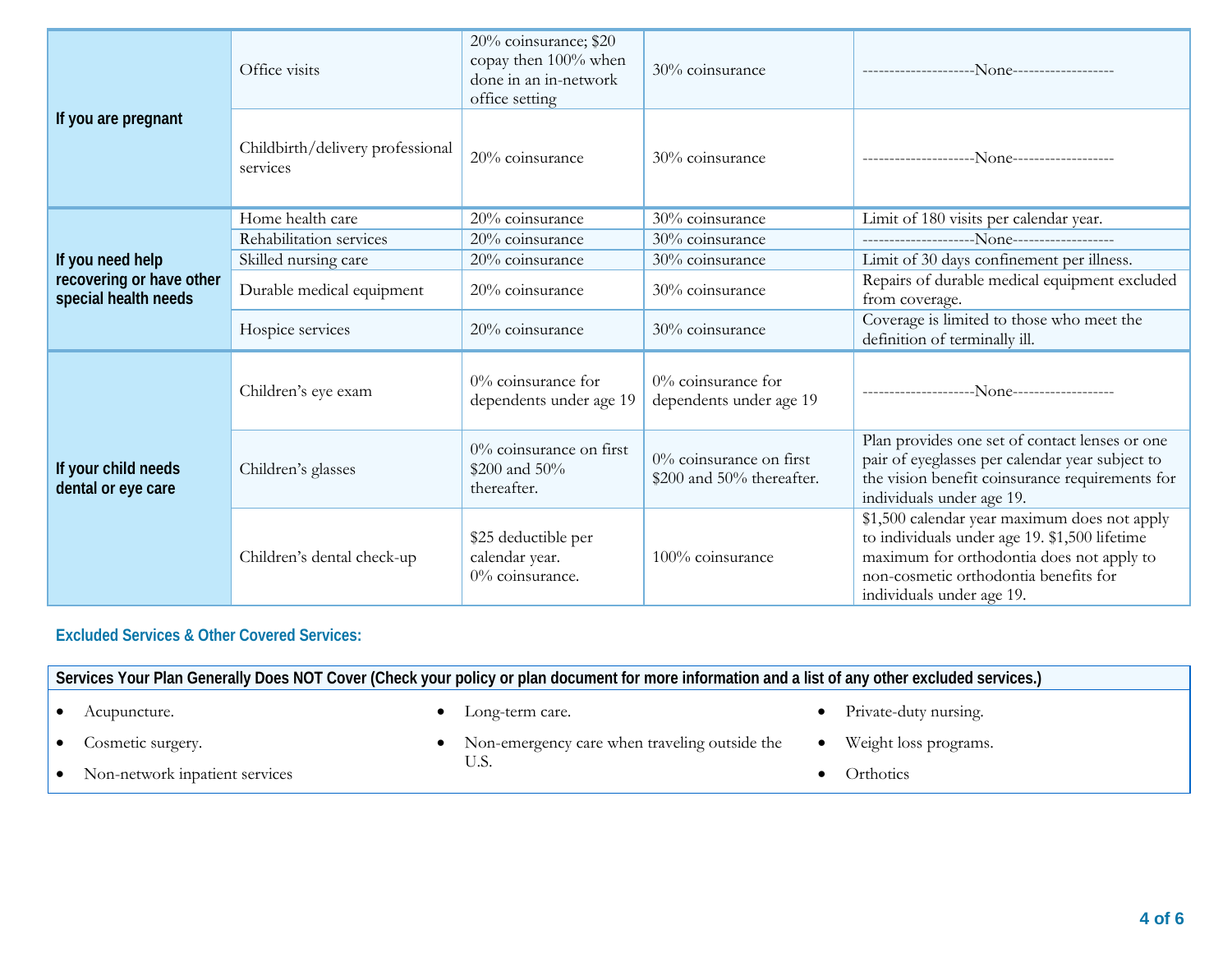| | | | | |
|---|---|---|---|---|
| **If you are pregnant** | Office visits | 20% coinsurance; $20 copay then 100% when done in an in-network office setting | 30% coinsurance | ---------------------None------------------- |
| | Childbirth/delivery professional services | 20% coinsurance | 30% coinsurance | ---------------------None------------------- |
| **If you need help recovering or have other special health needs** | Home health care | 20% coinsurance | 30% coinsurance | Limit of 180 visits per calendar year. |
| | Rehabilitation services | 20% coinsurance | 30% coinsurance | ---------------------None------------------- |
| | Skilled nursing care | 20% coinsurance | 30% coinsurance | Limit of 30 days confinement per illness. |
| | Durable medical equipment | 20% coinsurance | 30% coinsurance | Repairs of durable medical equipment excluded from coverage. |
| | Hospice services | 20% coinsurance | 30% coinsurance | Coverage is limited to those who meet the definition of terminally ill. |
| **If your child needs dental or eye care** | Children's eye exam | 0% coinsurance for dependents under age 19 | 0% coinsurance for dependents under age 19 | ---------------------None------------------- |
| | Children's glasses | 0% coinsurance on first $200 and 50% thereafter. | 0% coinsurance on first $200 and 50% thereafter. | Plan provides one set of contact lenses or one pair of eyeglasses per calendar year subject to the vision benefit coinsurance requirements for individuals under age 19. |
| | Children's dental check-up | $25 deductible per calendar year. 0% coinsurance. | 100% coinsurance | $1,500 calendar year maximum does not apply to individuals under age 19. $1,500 lifetime maximum for orthodontia does not apply to non-cosmetic orthodontia benefits for individuals under age 19. |

## Excluded Services & Other Covered Services:

**Services Your Plan Generally Does NOT Cover (Check your policy or plan document for more information and a list of any other excluded services.)**

- Acupuncture.
- Cosmetic surgery.
- Non-network inpatient services
- Long-term care.
- Non-emergency care when traveling outside the U.S.
- Private-duty nursing.
- Weight loss programs.
- Orthotics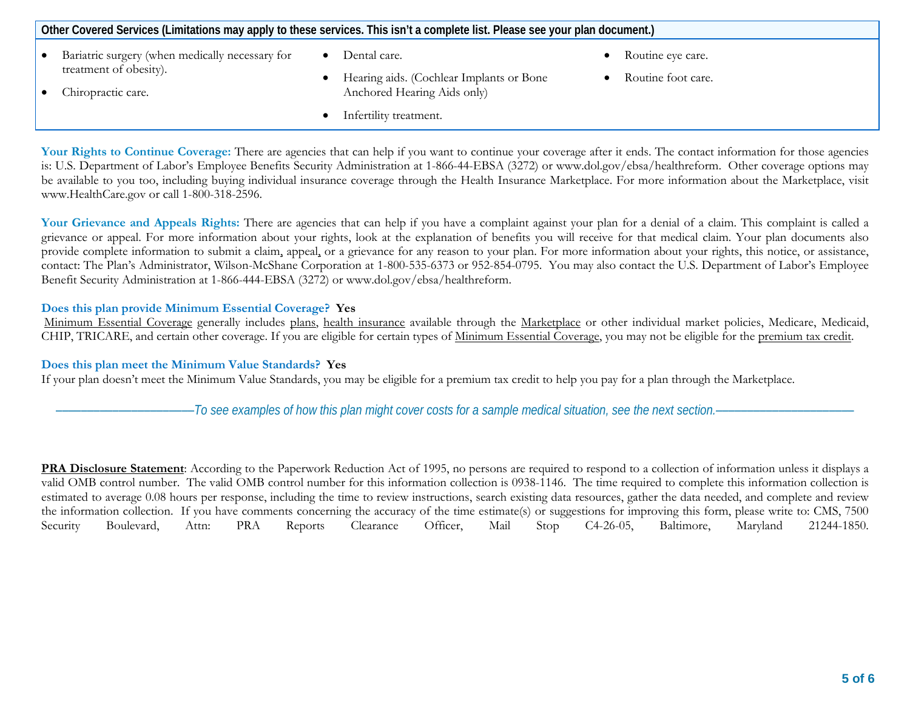| Other Covered Services (Limitations may apply to these services. This isn't a complete list. Please see your plan document.) | | |
| --- | --- | --- |
| • Bariatric surgery (when medically necessary for treatment of obesity).<br>• Chiropractic care. | • Dental care.<br>• Hearing aids. (Cochlear Implants or Bone Anchored Hearing Aids only)<br>• Infertility treatment. | • Routine eye care.<br>• Routine foot care. |

**Your Rights to Continue Coverage:** There are agencies that can help if you want to continue your coverage after it ends. The contact information for those agencies is: U.S. Department of Labor's Employee Benefits Security Administration at 1-866-44-EBSA (3272) or www.dol.gov/ebsa/healthreform. Other coverage options may be available to you too, including buying individual insurance coverage through the Health Insurance Marketplace. For more information about the Marketplace, visit www.HealthCare.gov or call 1-800-318-2596.

**Your Grievance and Appeals Rights:** There are agencies that can help if you have a complaint against your plan for a denial of a claim. This complaint is called a grievance or appeal. For more information about your rights, look at the explanation of benefits you will receive for that medical claim. Your plan documents also provide complete information to submit a claim, appeal, or a grievance for any reason to your plan. For more information about your rights, this notice, or assistance, contact: The Plan's Administrator, Wilson-McShane Corporation at 1-800-535-6373 or 952-854-0795. You may also contact the U.S. Department of Labor's Employee Benefit Security Administration at 1-866-444-EBSA (3272) or www.dol.gov/ebsa/healthreform.

**Does this plan provide Minimum Essential Coverage? Yes**

Minimum Essential Coverage generally includes plans, health insurance available through the Marketplace or other individual market policies, Medicare, Medicaid, CHIP, TRICARE, and certain other coverage. If you are eligible for certain types of Minimum Essential Coverage, you may not be eligible for the premium tax credit.

**Does this plan meet the Minimum Value Standards? Yes**

If your plan doesn't meet the Minimum Value Standards, you may be eligible for a premium tax credit to help you pay for a plan through the Marketplace.

*––––––––––––––––––––To see examples of how this plan might cover costs for a sample medical situation, see the next section.––––––––––––––––––––*

**PRA Disclosure Statement**: According to the Paperwork Reduction Act of 1995, no persons are required to respond to a collection of information unless it displays a valid OMB control number. The valid OMB control number for this information collection is 0938-1146. The time required to complete this information collection is estimated to average 0.08 hours per response, including the time to review instructions, search existing data resources, gather the data needed, and complete and review the information collection. If you have comments concerning the accuracy of the time estimate(s) or suggestions for improving this form, please write to: CMS, 7500 Security Boulevard, Attn: PRA Reports Clearance Officer, Mail Stop C4-26-05, Baltimore, Maryland 21244-1850.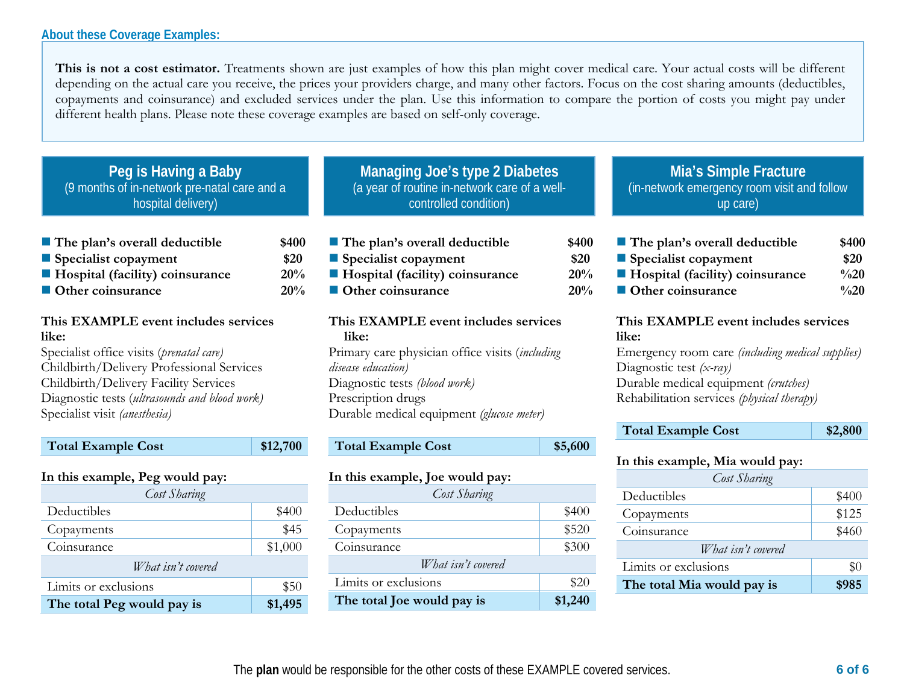### About these Coverage Examples:

**This is not a cost estimator.** Treatments shown are just examples of how this plan might cover medical care. Your actual costs will be different depending on the actual care you receive, the prices your providers charge, and many other factors. Focus on the cost sharing amounts (deductibles, copayments and coinsurance) and excluded services under the plan. Use this information to compare the portion of costs you might pay under different health plans. Please note these coverage examples are based on self-only coverage.

## Peg is Having a Baby

(9 months of in-network pre-natal care and a hospital delivery)

- **The plan's overall deductible** **$400**
- **Specialist copayment** **$20**
- **Hospital (facility) coinsurance** **20%**
- **Other coinsurance** **20%**

**This EXAMPLE event includes services like:**

Specialist office visits *(prenatal care)*
Childbirth/Delivery Professional Services
Childbirth/Delivery Facility Services
Diagnostic tests *(ultrasounds and blood work)*
Specialist visit *(anesthesia)*

| | |
|---|---|
| **Total Example Cost** | **$12,700** |

**In this example, Peg would pay:**

| *Cost Sharing* | |
|---|---|
| Deductibles | $400 |
| Copayments | $45 |
| Coinsurance | $1,000 |
| *What isn't covered* | |
| Limits or exclusions | $50 |
| **The total Peg would pay is** | **$1,495** |

## Managing Joe's type 2 Diabetes

(a year of routine in-network care of a well-controlled condition)

- **The plan's overall deductible** **$400**
- **Specialist copayment** **$20**
- **Hospital (facility) coinsurance** **20%**
- **Other coinsurance** **20%**

**This EXAMPLE event includes services like:**

Primary care physician office visits *(including disease education)*
Diagnostic tests *(blood work)*
Prescription drugs
Durable medical equipment *(glucose meter)*

| | |
|---|---|
| **Total Example Cost** | **$5,600** |

**In this example, Joe would pay:**

| *Cost Sharing* | |
|---|---|
| Deductibles | $400 |
| Copayments | $520 |
| Coinsurance | $300 |
| *What isn't covered* | |
| Limits or exclusions | $20 |
| **The total Joe would pay is** | **$1,240** |

## Mia's Simple Fracture

(in-network emergency room visit and follow up care)

- **The plan's overall deductible** **$400**
- **Specialist copayment** **$20**
- **Hospital (facility) coinsurance** **%20**
- **Other coinsurance** **%20**

**This EXAMPLE event includes services like:**

Emergency room care *(including medical supplies)*
Diagnostic test *(x-ray)*
Durable medical equipment *(crutches)*
Rehabilitation services *(physical therapy)*

| | |
|---|---|
| **Total Example Cost** | **$2,800** |

**In this example, Mia would pay:**

| *Cost Sharing* | |
|---|---|
| Deductibles | $400 |
| Copayments | $125 |
| Coinsurance | $460 |
| *What isn't covered* | |
| Limits or exclusions | $0 |
| **The total Mia would pay is** | **$985** |

The **plan** would be responsible for the other costs of these EXAMPLE covered services.